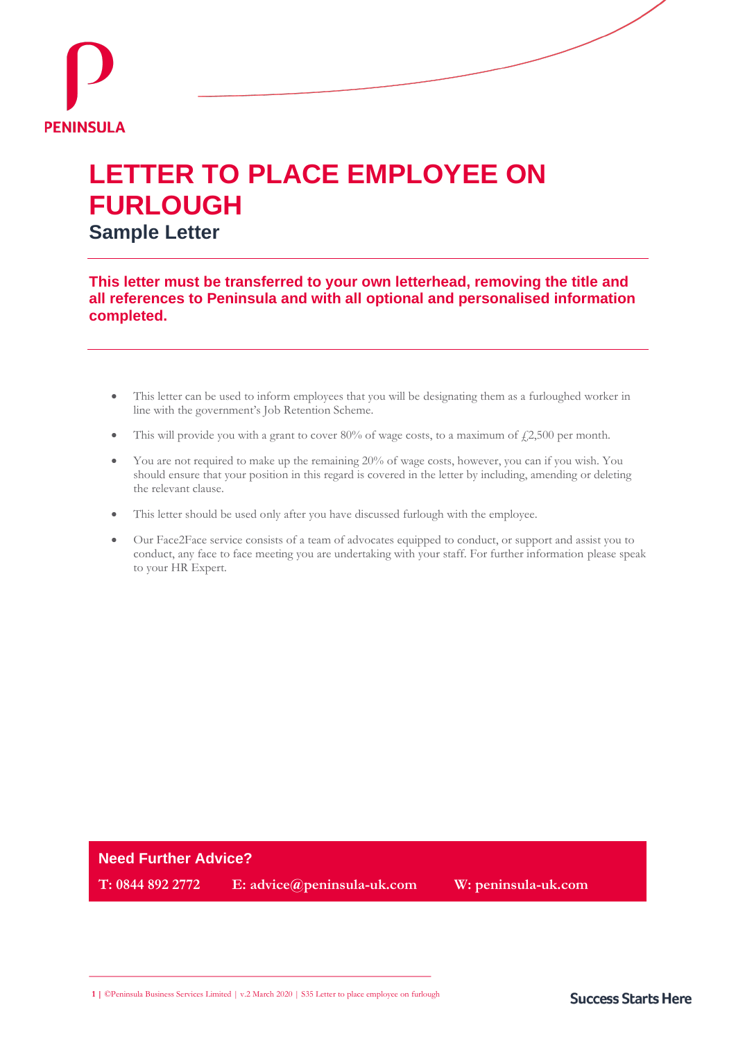PENINSULA

# LETTER TO PLACE EMPLOYEE ON FURLOUGH

## Sample Letter

**This letter must be transferred to your own letterhead, removing the title and all references to Peninsula and with all optional and personalised information completed.**

- This letter can be used to inform employees that you will be designating them as a furloughed worker in line with the government's Job Retention Scheme.
- This will provide you with a grant to cover 80% of wage costs, to a maximum of £2,500 per month.
- You are not required to make up the remaining 20% of wage costs, however, you can if you wish. You should ensure that your position in this regard is covered in the letter by including, amending or deleting the relevant clause.
- This letter should be used only after you have discussed furlough with the employee.
- Our Face2Face service consists of a team of advocates equipped to conduct, or support and assist you to conduct, any face to face meeting you are undertaking with your staff. For further information please speak to your HR Expert.

**Need Further Advice?**

**T: 0844 892 2772** **E: advice@peninsula-uk.com** **W: peninsula-uk.com**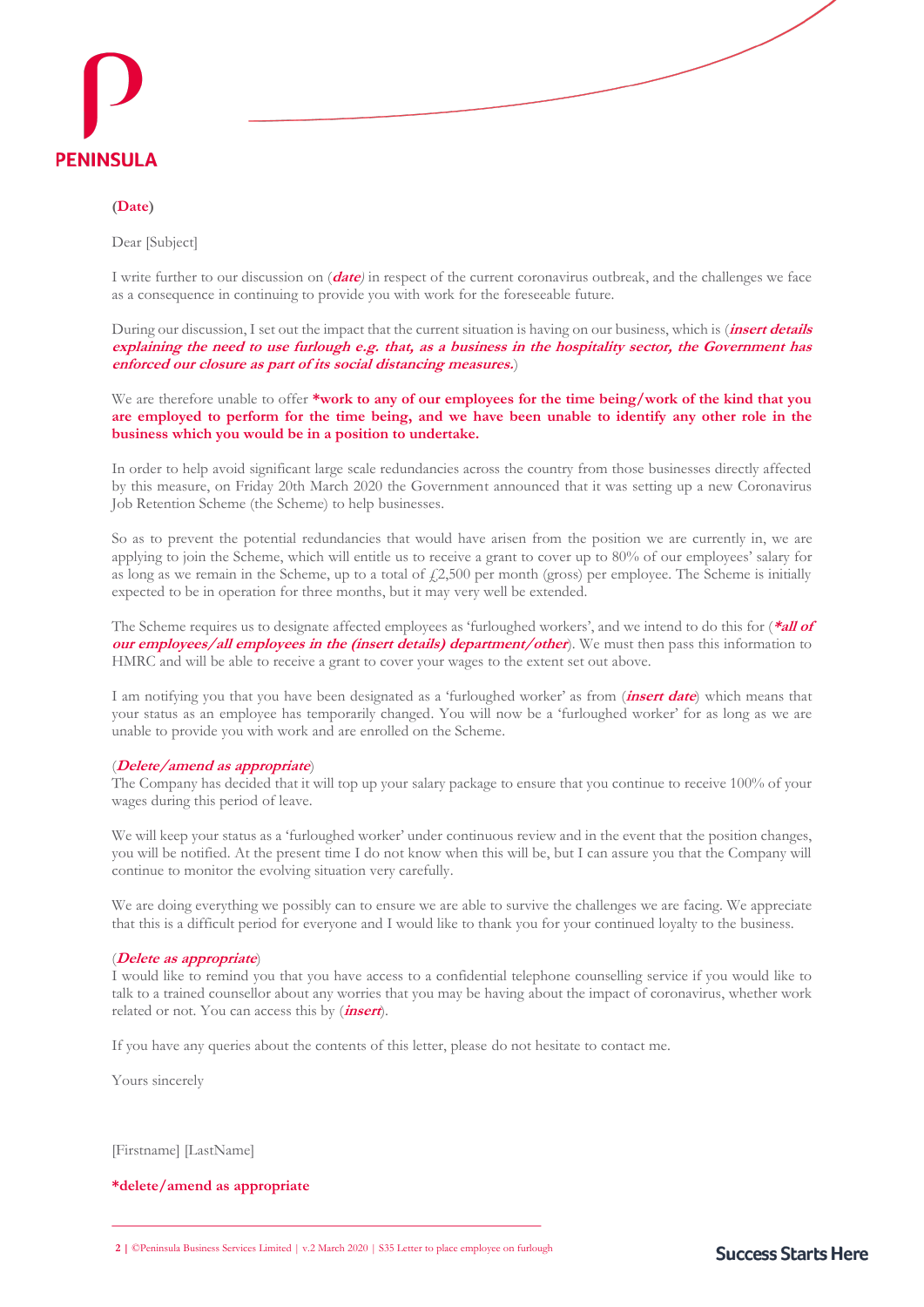**(Date)**

Dear [Subject]

I write further to our discussion on (***date***) in respect of the current coronavirus outbreak, and the challenges we face as a consequence in continuing to provide you with work for the foreseeable future.

During our discussion, I set out the impact that the current situation is having on our business, which is (***insert details explaining the need to use furlough e.g. that, as a business in the hospitality sector, the Government has enforced our closure as part of its social distancing measures.***)

We are therefore unable to offer **\*work to any of our employees for the time being/work of the kind that you are employed to perform for the time being, and we have been unable to identify any other role in the business which you would be in a position to undertake.**

In order to help avoid significant large scale redundancies across the country from those businesses directly affected by this measure, on Friday 20th March 2020 the Government announced that it was setting up a new Coronavirus Job Retention Scheme (the Scheme) to help businesses.

So as to prevent the potential redundancies that would have arisen from the position we are currently in, we are applying to join the Scheme, which will entitle us to receive a grant to cover up to 80% of our employees' salary for as long as we remain in the Scheme, up to a total of £2,500 per month (gross) per employee. The Scheme is initially expected to be in operation for three months, but it may very well be extended.

The Scheme requires us to designate affected employees as 'furloughed workers', and we intend to do this for (***\*all of our employees/all employees in the (insert details) department/other***). We must then pass this information to HMRC and will be able to receive a grant to cover your wages to the extent set out above.

I am notifying you that you have been designated as a 'furloughed worker' as from (***insert date***) which means that your status as an employee has temporarily changed. You will now be a 'furloughed worker' for as long as we are unable to provide you with work and are enrolled on the Scheme.

(***Delete/amend as appropriate***)
The Company has decided that it will top up your salary package to ensure that you continue to receive 100% of your wages during this period of leave.

We will keep your status as a 'furloughed worker' under continuous review and in the event that the position changes, you will be notified. At the present time I do not know when this will be, but I can assure you that the Company will continue to monitor the evolving situation very carefully.

We are doing everything we possibly can to ensure we are able to survive the challenges we are facing. We appreciate that this is a difficult period for everyone and I would like to thank you for your continued loyalty to the business.

(***Delete as appropriate***)
I would like to remind you that you have access to a confidential telephone counselling service if you would like to talk to a trained counsellor about any worries that you may be having about the impact of coronavirus, whether work related or not. You can access this by (***insert***).

If you have any queries about the contents of this letter, please do not hesitate to contact me.

Yours sincerely

[Firstname] [LastName]

**\*delete/amend as appropriate**